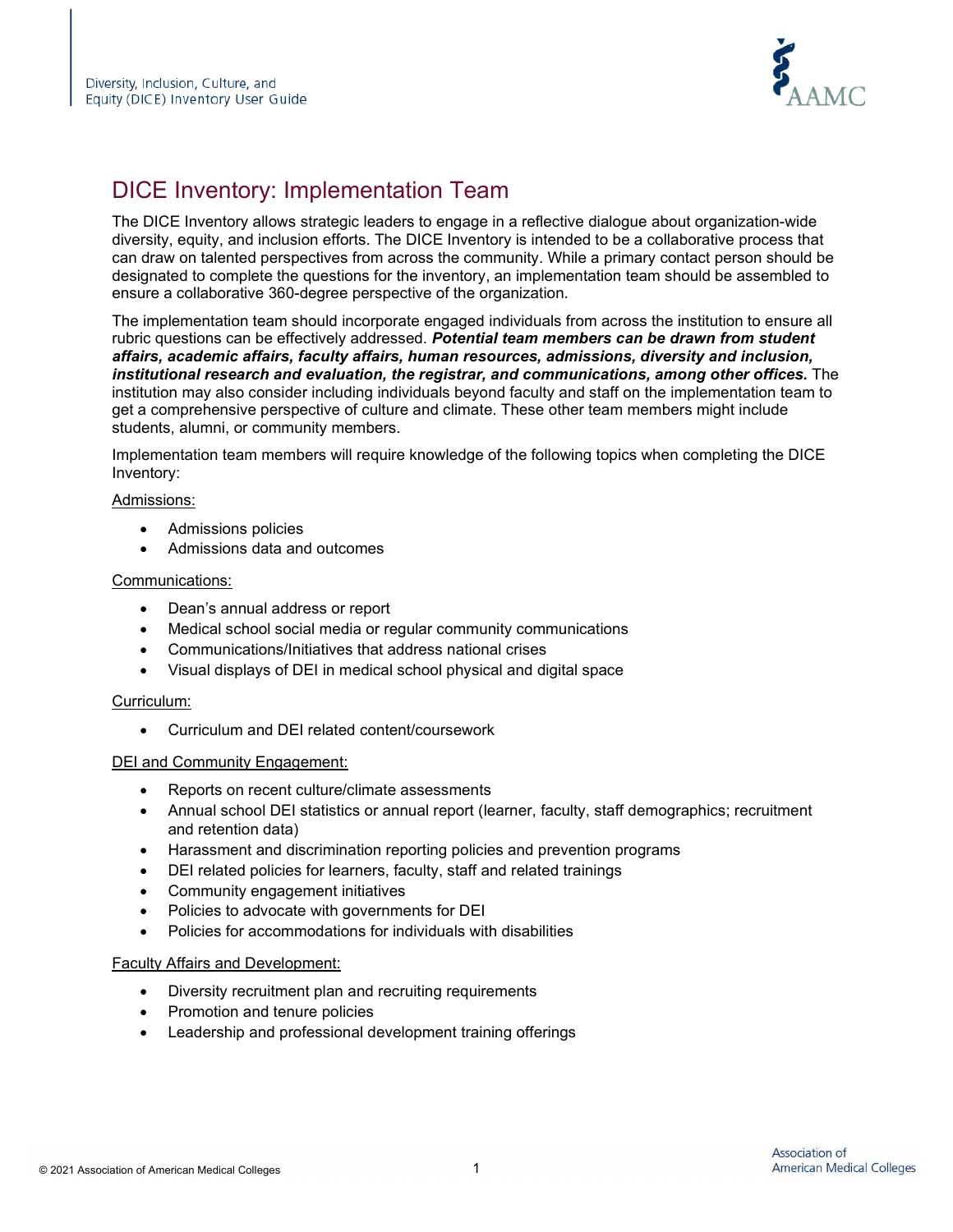# DICE Inventory: Implementation Team

The DICE Inventory allows strategic leaders to engage in a reflective dialogue about organization-wide diversity, equity, and inclusion efforts. The DICE Inventory is intended to be a collaborative process that can draw on talented perspectives from across the community. While a primary contact person should be designated to complete the questions for the inventory, an implementation team should be assembled to ensure a collaborative 360-degree perspective of the organization.

The implementation team should incorporate engaged individuals from across the institution to ensure all rubric questions can be effectively addressed. ***Potential team members can be drawn from student affairs, academic affairs, faculty affairs, human resources, admissions, diversity and inclusion, institutional research and evaluation, the registrar, and communications, among other offices.*** The institution may also consider including individuals beyond faculty and staff on the implementation team to get a comprehensive perspective of culture and climate. These other team members might include students, alumni, or community members.

Implementation team members will require knowledge of the following topics when completing the DICE Inventory:

Admissions:

- Admissions policies
- Admissions data and outcomes

Communications:

- Dean's annual address or report
- Medical school social media or regular community communications
- Communications/Initiatives that address national crises
- Visual displays of DEI in medical school physical and digital space

Curriculum:

- Curriculum and DEI related content/coursework

DEI and Community Engagement:

- Reports on recent culture/climate assessments
- Annual school DEI statistics or annual report (learner, faculty, staff demographics; recruitment and retention data)
- Harassment and discrimination reporting policies and prevention programs
- DEI related policies for learners, faculty, staff and related trainings
- Community engagement initiatives
- Policies to advocate with governments for DEI
- Policies for accommodations for individuals with disabilities

Faculty Affairs and Development:

- Diversity recruitment plan and recruiting requirements
- Promotion and tenure policies
- Leadership and professional development training offerings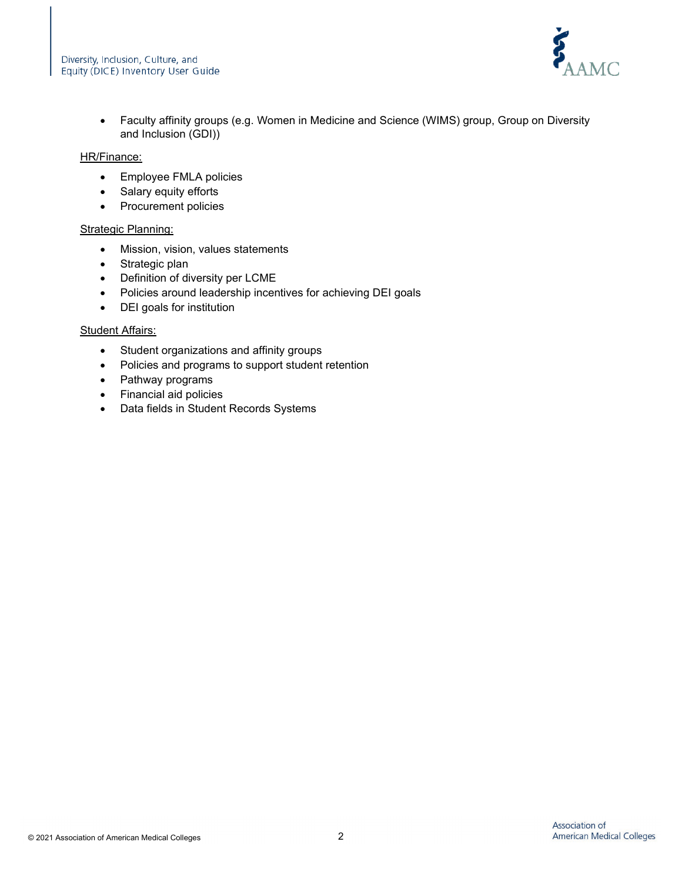- Faculty affinity groups (e.g. Women in Medicine and Science (WIMS) group, Group on Diversity and Inclusion (GDI))

HR/Finance:

- Employee FMLA policies
- Salary equity efforts
- Procurement policies

Strategic Planning:

- Mission, vision, values statements
- Strategic plan
- Definition of diversity per LCME
- Policies around leadership incentives for achieving DEI goals
- DEI goals for institution

Student Affairs:

- Student organizations and affinity groups
- Policies and programs to support student retention
- Pathway programs
- Financial aid policies
- Data fields in Student Records Systems